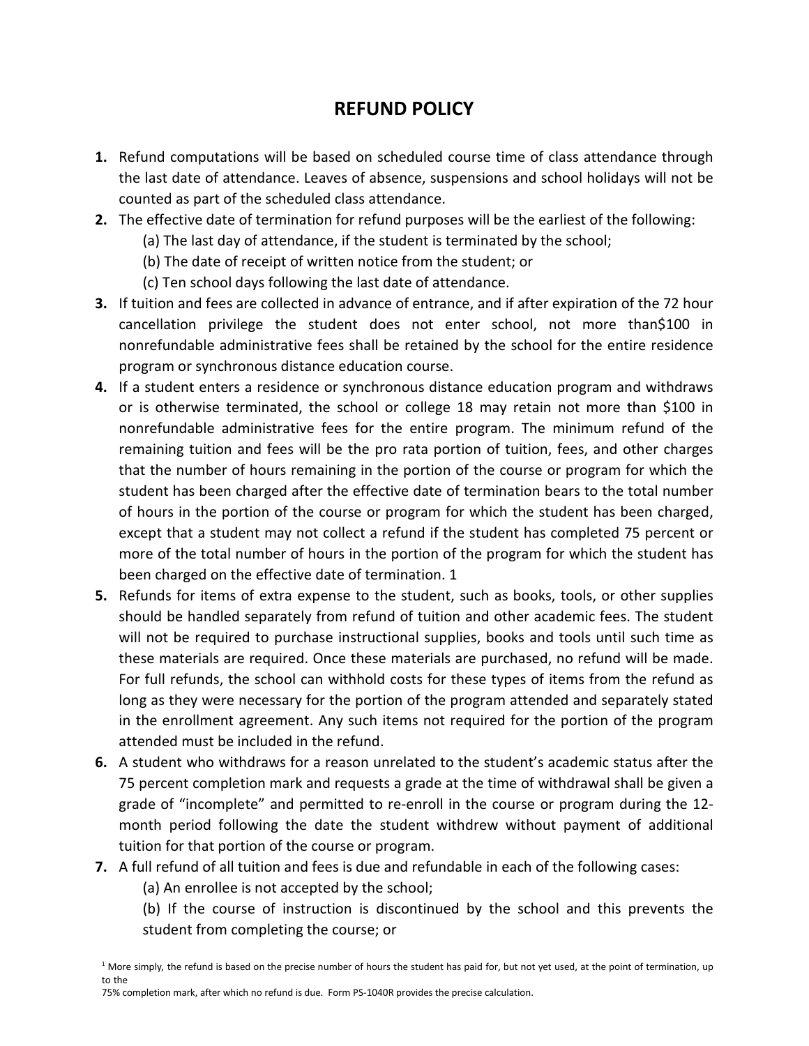# REFUND POLICY

1. Refund computations will be based on scheduled course time of class attendance through the last date of attendance. Leaves of absence, suspensions and school holidays will not be counted as part of the scheduled class attendance.
2. The effective date of termination for refund purposes will be the earliest of the following:
   (a) The last day of attendance, if the student is terminated by the school;
   (b) The date of receipt of written notice from the student; or
   (c) Ten school days following the last date of attendance.
3. If tuition and fees are collected in advance of entrance, and if after expiration of the 72 hour cancellation privilege the student does not enter school, not more than$100 in nonrefundable administrative fees shall be retained by the school for the entire residence program or synchronous distance education course.
4. If a student enters a residence or synchronous distance education program and withdraws or is otherwise terminated, the school or college 18 may retain not more than $100 in nonrefundable administrative fees for the entire program. The minimum refund of the remaining tuition and fees will be the pro rata portion of tuition, fees, and other charges that the number of hours remaining in the portion of the course or program for which the student has been charged after the effective date of termination bears to the total number of hours in the portion of the course or program for which the student has been charged, except that a student may not collect a refund if the student has completed 75 percent or more of the total number of hours in the portion of the program for which the student has been charged on the effective date of termination. [1]
5. Refunds for items of extra expense to the student, such as books, tools, or other supplies should be handled separately from refund of tuition and other academic fees. The student will not be required to purchase instructional supplies, books and tools until such time as these materials are required. Once these materials are purchased, no refund will be made. For full refunds, the school can withhold costs for these types of items from the refund as long as they were necessary for the portion of the program attended and separately stated in the enrollment agreement. Any such items not required for the portion of the program attended must be included in the refund.
6. A student who withdraws for a reason unrelated to the student's academic status after the 75 percent completion mark and requests a grade at the time of withdrawal shall be given a grade of "incomplete" and permitted to re-enroll in the course or program during the 12-month period following the date the student withdrew without payment of additional tuition for that portion of the course or program.
7. A full refund of all tuition and fees is due and refundable in each of the following cases:
   (a) An enrollee is not accepted by the school;
   (b) If the course of instruction is discontinued by the school and this prevents the student from completing the course; or

[1] More simply, the refund is based on the precise number of hours the student has paid for, but not yet used, at the point of termination, up to the 75% completion mark, after which no refund is due. Form PS-1040R provides the precise calculation.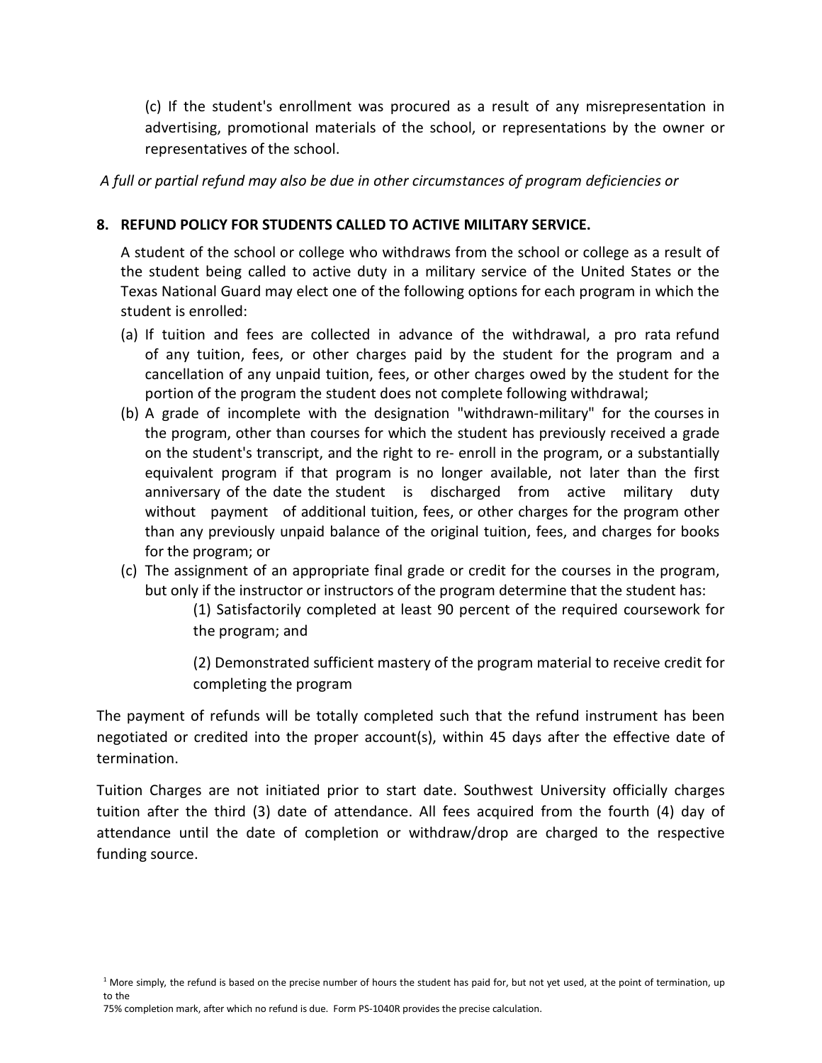(c) If the student's enrollment was procured as a result of any misrepresentation in advertising, promotional materials of the school, or representations by the owner or representatives of the school.

*A full or partial refund may also be due in other circumstances of program deficiencies or*

**8. REFUND POLICY FOR STUDENTS CALLED TO ACTIVE MILITARY SERVICE.**

A student of the school or college who withdraws from the school or college as a result of the student being called to active duty in a military service of the United States or the Texas National Guard may elect one of the following options for each program in which the student is enrolled:

(a) If tuition and fees are collected in advance of the withdrawal, a pro rata refund of any tuition, fees, or other charges paid by the student for the program and a cancellation of any unpaid tuition, fees, or other charges owed by the student for the portion of the program the student does not complete following withdrawal;

(b) A grade of incomplete with the designation "withdrawn-military" for the courses in the program, other than courses for which the student has previously received a grade on the student's transcript, and the right to re- enroll in the program, or a substantially equivalent program if that program is no longer available, not later than the first anniversary of the date the student is discharged from active military duty without payment of additional tuition, fees, or other charges for the program other than any previously unpaid balance of the original tuition, fees, and charges for books for the program; or

(c) The assignment of an appropriate final grade or credit for the courses in the program, but only if the instructor or instructors of the program determine that the student has:

 (1) Satisfactorily completed at least 90 percent of the required coursework for the program; and

 (2) Demonstrated sufficient mastery of the program material to receive credit for completing the program

The payment of refunds will be totally completed such that the refund instrument has been negotiated or credited into the proper account(s), within 45 days after the effective date of termination.

Tuition Charges are not initiated prior to start date. Southwest University officially charges tuition after the third (3) date of attendance. All fees acquired from the fourth (4) day of attendance until the date of completion or withdraw/drop are charged to the respective funding source.

[1] More simply, the refund is based on the precise number of hours the student has paid for, but not yet used, at the point of termination, up to the 75% completion mark, after which no refund is due. Form PS-1040R provides the precise calculation.